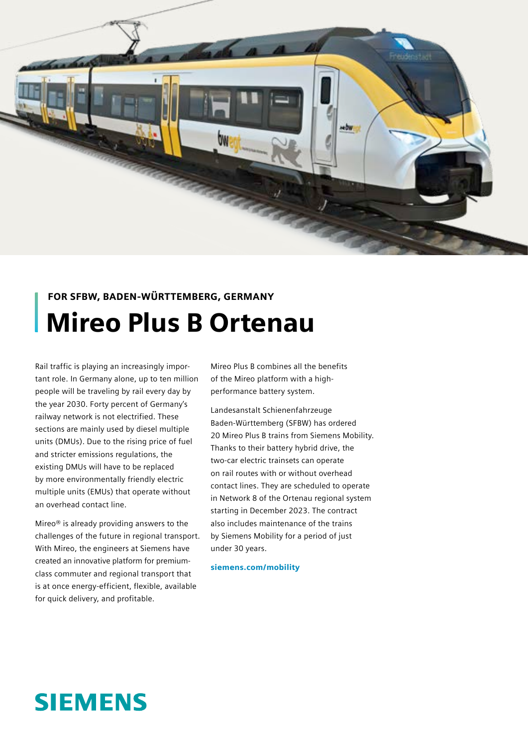FOR SFBW, BADEN-WÜRTTEMBERG, GERMANY

# Mireo Plus B Ortenau

Rail traffic is playing an increasingly important role. In Germany alone, up to ten million people will be traveling by rail every day by the year 2030. Forty percent of Germany's railway network is not electrified. These sections are mainly used by diesel multiple units (DMUs). Due to the rising price of fuel and stricter emissions regulations, the existing DMUs will have to be replaced by more environmentally friendly electric multiple units (EMUs) that operate without an overhead contact line.

Mireo® is already providing answers to the challenges of the future in regional transport. With Mireo, the engineers at Siemens have created an innovative platform for premium-class commuter and regional transport that is at once energy-efficient, flexible, available for quick delivery, and profitable.

Mireo Plus B combines all the benefits of the Mireo platform with a high-performance battery system.

Landesanstalt Schienenfahrzeuge Baden-Württemberg (SFBW) has ordered 20 Mireo Plus B trains from Siemens Mobility. Thanks to their battery hybrid drive, the two-car electric trainsets can operate on rail routes with or without overhead contact lines. They are scheduled to operate in Network 8 of the Ortenau regional system starting in December 2023. The contract also includes maintenance of the trains by Siemens Mobility for a period of just under 30 years.

**siemens.com/mobility**

SIEMENS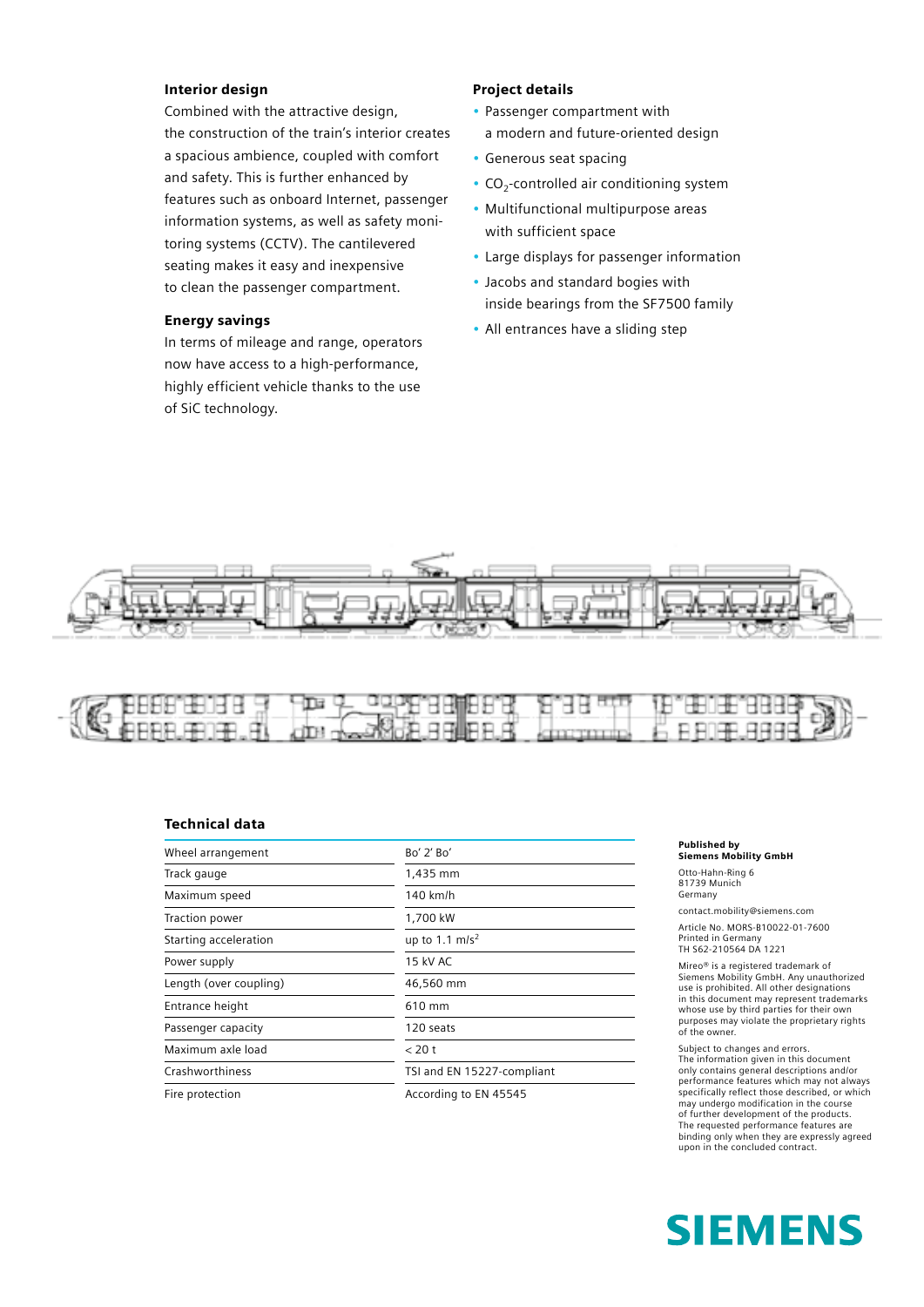### Interior design

Combined with the attractive design, the construction of the train's interior creates a spacious ambience, coupled with comfort and safety. This is further enhanced by features such as onboard Internet, passenger information systems, as well as safety monitoring systems (CCTV). The cantilevered seating makes it easy and inexpensive to clean the passenger compartment.

### Energy savings

In terms of mileage and range, operators now have access to a high-performance, highly efficient vehicle thanks to the use of SiC technology.

### Project details

- Passenger compartment with a modern and future-oriented design
- Generous seat spacing
- $CO_2$-controlled air conditioning system
- Multifunctional multipurpose areas with sufficient space
- Large displays for passenger information
- Jacobs and standard bogies with inside bearings from the SF7500 family
- All entrances have a sliding step

### Technical data

| | |
|---|---|
| Wheel arrangement | Bo' 2' Bo' |
| Track gauge | 1,435 mm |
| Maximum speed | 140 km/h |
| Traction power | 1,700 kW |
| Starting acceleration | up to 1.1 $m/s^2$ |
| Power supply | 15 kV AC |
| Length (over coupling) | 46,560 mm |
| Entrance height | 610 mm |
| Passenger capacity | 120 seats |
| Maximum axle load | < 20 t |
| Crashworthiness | TSI and EN 15227-compliant |
| Fire protection | According to EN 45545 |

**Published by**
**Siemens Mobility GmbH**

Otto-Hahn-Ring 6
81739 Munich
Germany

contact.mobility@siemens.com

Article No. MORS-B10022-01-7600
Printed in Germany
TH S62-210564 DA 1221

Mireo® is a registered trademark of Siemens Mobility GmbH. Any unauthorized use is prohibited. All other designations in this document may represent trademarks whose use by third parties for their own purposes may violate the proprietary rights of the owner.

Subject to changes and errors. The information given in this document only contains general descriptions and/or performance features which may not always specifically reflect those described, or which may undergo modification in the course of further development of the products. The requested performance features are binding only when they are expressly agreed upon in the concluded contract.

SIEMENS